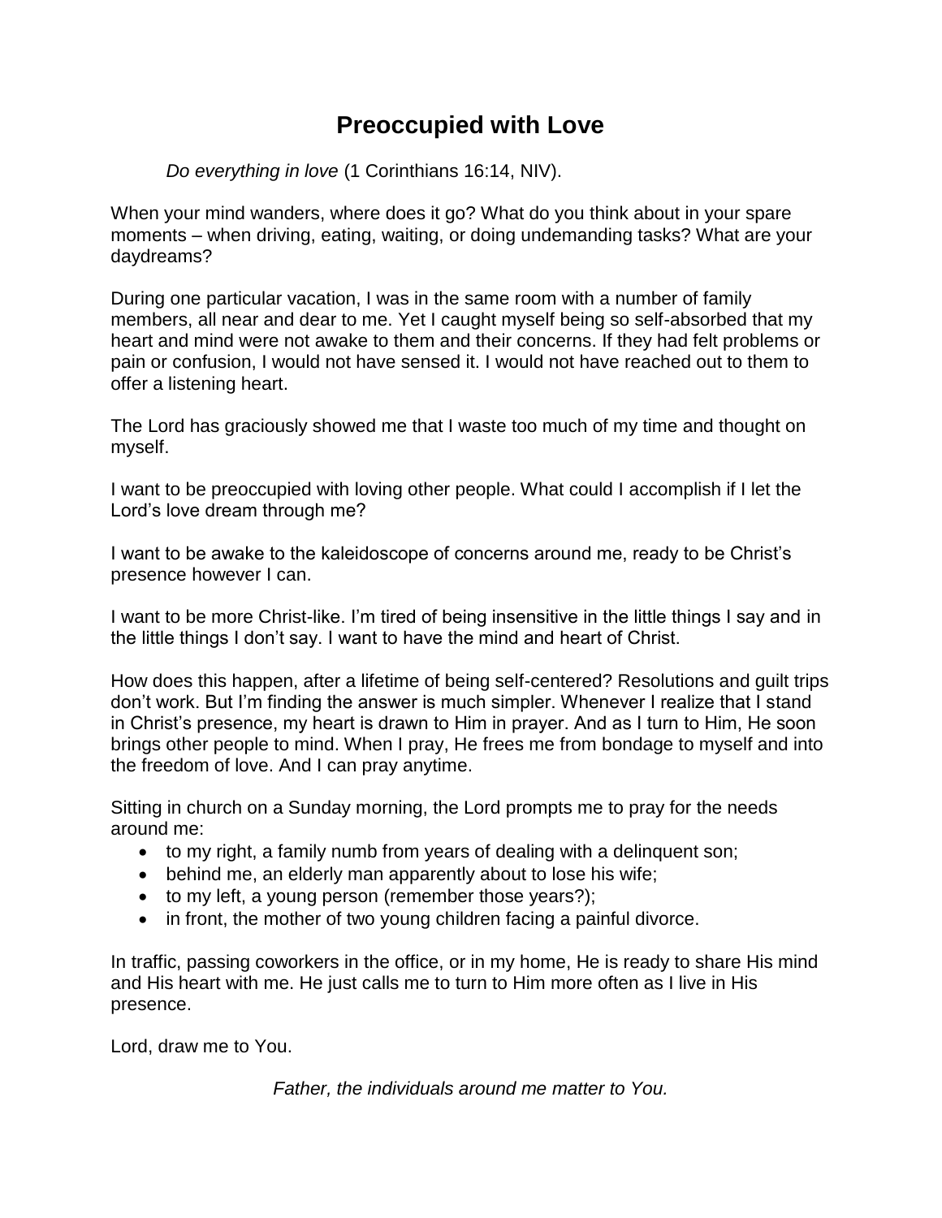# Preoccupied with Love

*Do everything in love* (1 Corinthians 16:14, NIV).

When your mind wanders, where does it go? What do you think about in your spare moments – when driving, eating, waiting, or doing undemanding tasks? What are your daydreams?

During one particular vacation, I was in the same room with a number of family members, all near and dear to me. Yet I caught myself being so self-absorbed that my heart and mind were not awake to them and their concerns. If they had felt problems or pain or confusion, I would not have sensed it. I would not have reached out to them to offer a listening heart.

The Lord has graciously showed me that I waste too much of my time and thought on myself.

I want to be preoccupied with loving other people. What could I accomplish if I let the Lord's love dream through me?

I want to be awake to the kaleidoscope of concerns around me, ready to be Christ's presence however I can.

I want to be more Christ-like. I'm tired of being insensitive in the little things I say and in the little things I don't say. I want to have the mind and heart of Christ.

How does this happen, after a lifetime of being self-centered? Resolutions and guilt trips don't work. But I'm finding the answer is much simpler. Whenever I realize that I stand in Christ's presence, my heart is drawn to Him in prayer. And as I turn to Him, He soon brings other people to mind. When I pray, He frees me from bondage to myself and into the freedom of love. And I can pray anytime.

Sitting in church on a Sunday morning, the Lord prompts me to pray for the needs around me:

- to my right, a family numb from years of dealing with a delinquent son;
- behind me, an elderly man apparently about to lose his wife;
- to my left, a young person (remember those years?);
- in front, the mother of two young children facing a painful divorce.

In traffic, passing coworkers in the office, or in my home, He is ready to share His mind and His heart with me. He just calls me to turn to Him more often as I live in His presence.

Lord, draw me to You.

*Father, the individuals around me matter to You.*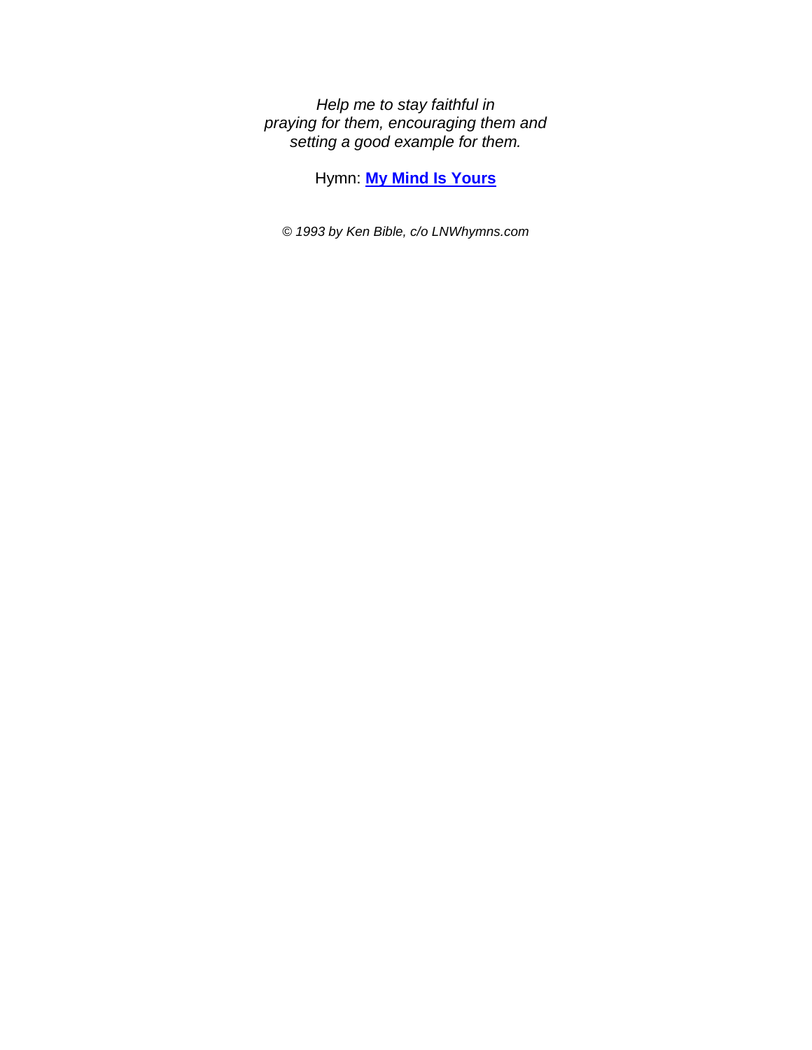*Help me to stay faithful in praying for them, encouraging them and setting a good example for them.*

Hymn: **My Mind Is Yours**

*© 1993 by Ken Bible, c/o LNWhymns.com*